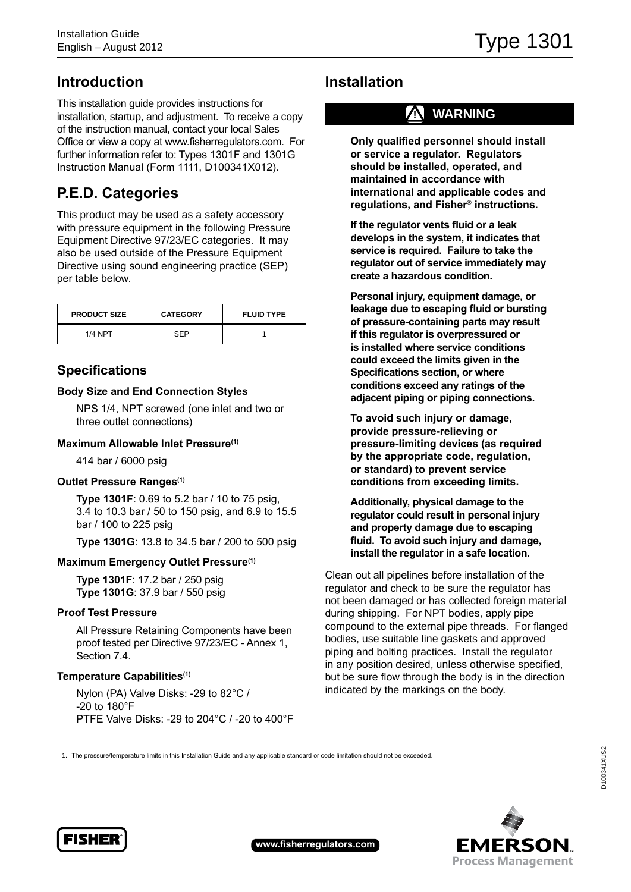# Type 1301

## Introduction

This installation guide provides instructions for installation, startup, and adjustment. To receive a copy of the instruction manual, contact your local Sales Office or view a copy at www.fisherregulators.com. For further information refer to: Types 1301F and 1301G Instruction Manual (Form 1111, D100341X012).

## P.E.D. Categories

This product may be used as a safety accessory with pressure equipment in the following Pressure Equipment Directive 97/23/EC categories. It may also be used outside of the Pressure Equipment Directive using sound engineering practice (SEP) per table below.

| PRODUCT SIZE | CATEGORY | FLUID TYPE |
|---|---|---|
| 1/4 NPT | SEP | 1 |

### Specifications

**Body Size and End Connection Styles**

NPS 1/4, NPT screwed (one inlet and two or three outlet connections)

**Maximum Allowable Inlet Pressure[1]**

414 bar / 6000 psig

**Outlet Pressure Ranges[1]**

**Type 1301F**: 0.69 to 5.2 bar / 10 to 75 psig, 3.4 to 10.3 bar / 50 to 150 psig, and 6.9 to 15.5 bar / 100 to 225 psig

**Type 1301G**: 13.8 to 34.5 bar / 200 to 500 psig

**Maximum Emergency Outlet Pressure[1]**

**Type 1301F**: 17.2 bar / 250 psig
**Type 1301G**: 37.9 bar / 550 psig

**Proof Test Pressure**

All Pressure Retaining Components have been proof tested per Directive 97/23/EC - Annex 1, Section 7.4.

**Temperature Capabilities[1]**

Nylon (PA) Valve Disks: -29 to 82°C / -20 to 180°F
PTFE Valve Disks: -29 to 204°C / -20 to 400°F

## Installation

**WARNING**

**Only qualified personnel should install or service a regulator. Regulators should be installed, operated, and maintained in accordance with international and applicable codes and regulations, and Fisher® instructions.**

**If the regulator vents fluid or a leak develops in the system, it indicates that service is required. Failure to take the regulator out of service immediately may create a hazardous condition.**

**Personal injury, equipment damage, or leakage due to escaping fluid or bursting of pressure-containing parts may result if this regulator is overpressured or is installed where service conditions could exceed the limits given in the Specifications section, or where conditions exceed any ratings of the adjacent piping or piping connections.**

**To avoid such injury or damage, provide pressure-relieving or pressure-limiting devices (as required by the appropriate code, regulation, or standard) to prevent service conditions from exceeding limits.**

**Additionally, physical damage to the regulator could result in personal injury and property damage due to escaping fluid. To avoid such injury and damage, install the regulator in a safe location.**

Clean out all pipelines before installation of the regulator and check to be sure the regulator has not been damaged or has collected foreign material during shipping. For NPT bodies, apply pipe compound to the external pipe threads. For flanged bodies, use suitable line gaskets and approved piping and bolting practices. Install the regulator in any position desired, unless otherwise specified, but be sure flow through the body is in the direction indicated by the markings on the body.

1. The pressure/temperature limits in this Installation Guide and any applicable standard or code limitation should not be exceeded.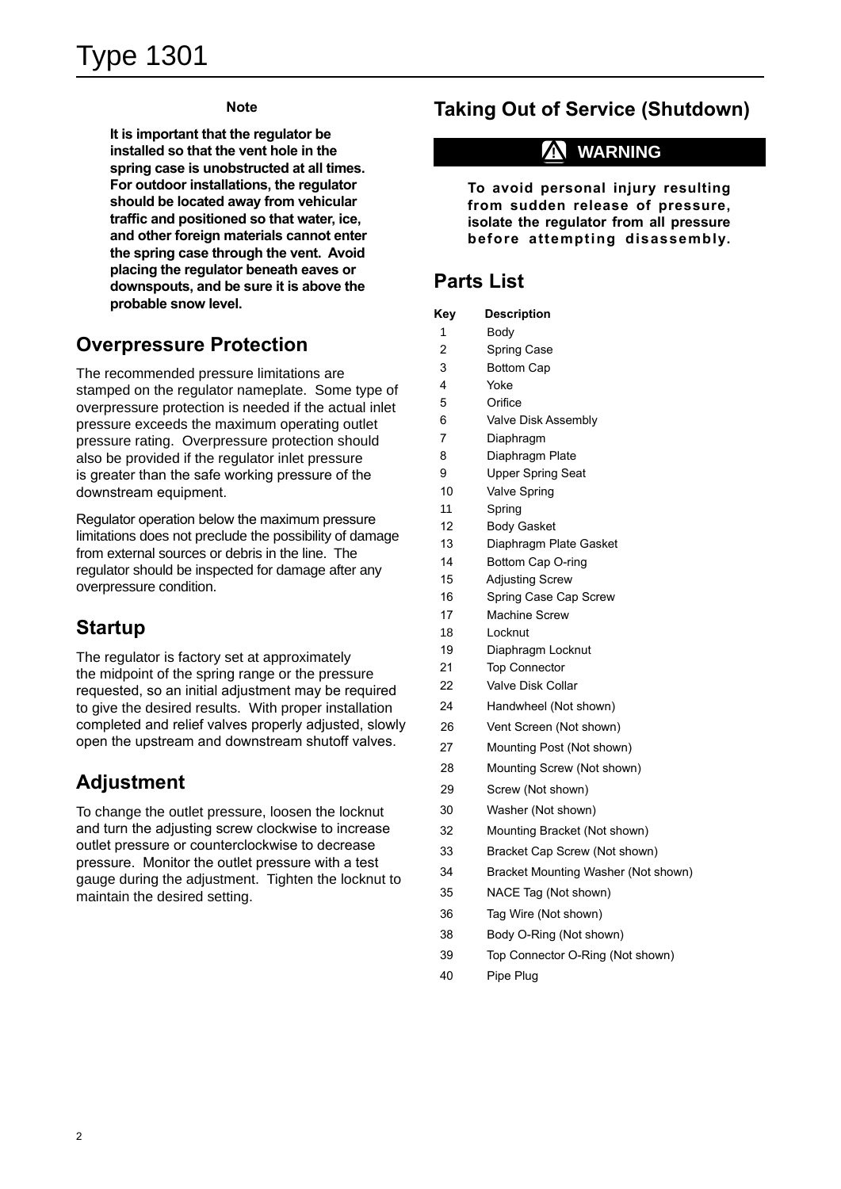**Note**

**It is important that the regulator be installed so that the vent hole in the spring case is unobstructed at all times. For outdoor installations, the regulator should be located away from vehicular traffic and positioned so that water, ice, and other foreign materials cannot enter the spring case through the vent. Avoid placing the regulator beneath eaves or downspouts, and be sure it is above the probable snow level.**

## Overpressure Protection

The recommended pressure limitations are stamped on the regulator nameplate. Some type of overpressure protection is needed if the actual inlet pressure exceeds the maximum operating outlet pressure rating. Overpressure protection should also be provided if the regulator inlet pressure is greater than the safe working pressure of the downstream equipment.

Regulator operation below the maximum pressure limitations does not preclude the possibility of damage from external sources or debris in the line. The regulator should be inspected for damage after any overpressure condition.

## Startup

The regulator is factory set at approximately the midpoint of the spring range or the pressure requested, so an initial adjustment may be required to give the desired results. With proper installation completed and relief valves properly adjusted, slowly open the upstream and downstream shutoff valves.

## Adjustment

To change the outlet pressure, loosen the locknut and turn the adjusting screw clockwise to increase outlet pressure or counterclockwise to decrease pressure. Monitor the outlet pressure with a test gauge during the adjustment. Tighten the locknut to maintain the desired setting.

## Taking Out of Service (Shutdown)

**WARNING**

**To avoid personal injury resulting from sudden release of pressure, isolate the regulator from all pressure before attempting disassembly.**

## Parts List

| Key | Description |
|---|---|
| 1 | Body |
| 2 | Spring Case |
| 3 | Bottom Cap |
| 4 | Yoke |
| 5 | Orifice |
| 6 | Valve Disk Assembly |
| 7 | Diaphragm |
| 8 | Diaphragm Plate |
| 9 | Upper Spring Seat |
| 10 | Valve Spring |
| 11 | Spring |
| 12 | Body Gasket |
| 13 | Diaphragm Plate Gasket |
| 14 | Bottom Cap O-ring |
| 15 | Adjusting Screw |
| 16 | Spring Case Cap Screw |
| 17 | Machine Screw |
| 18 | Locknut |
| 19 | Diaphragm Locknut |
| 21 | Top Connector |
| 22 | Valve Disk Collar |
| 24 | Handwheel (Not shown) |
| 26 | Vent Screen (Not shown) |
| 27 | Mounting Post (Not shown) |
| 28 | Mounting Screw (Not shown) |
| 29 | Screw (Not shown) |
| 30 | Washer (Not shown) |
| 32 | Mounting Bracket (Not shown) |
| 33 | Bracket Cap Screw (Not shown) |
| 34 | Bracket Mounting Washer (Not shown) |
| 35 | NACE Tag (Not shown) |
| 36 | Tag Wire (Not shown) |
| 38 | Body O-Ring (Not shown) |
| 39 | Top Connector O-Ring (Not shown) |
| 40 | Pipe Plug |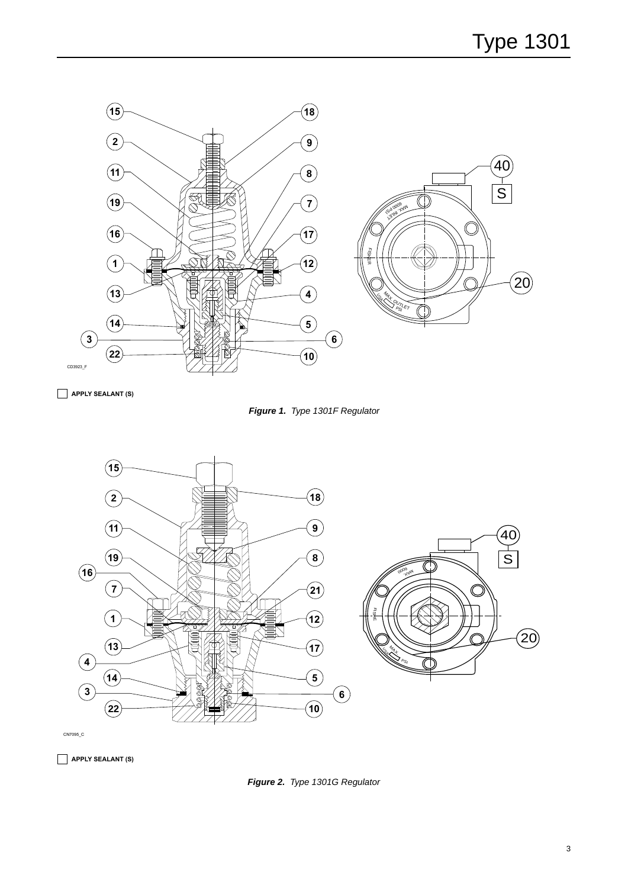APPLY SEALANT (S)

*Figure 1. Type 1301F Regulator*

APPLY SEALANT (S)

*Figure 2. Type 1301G Regulator*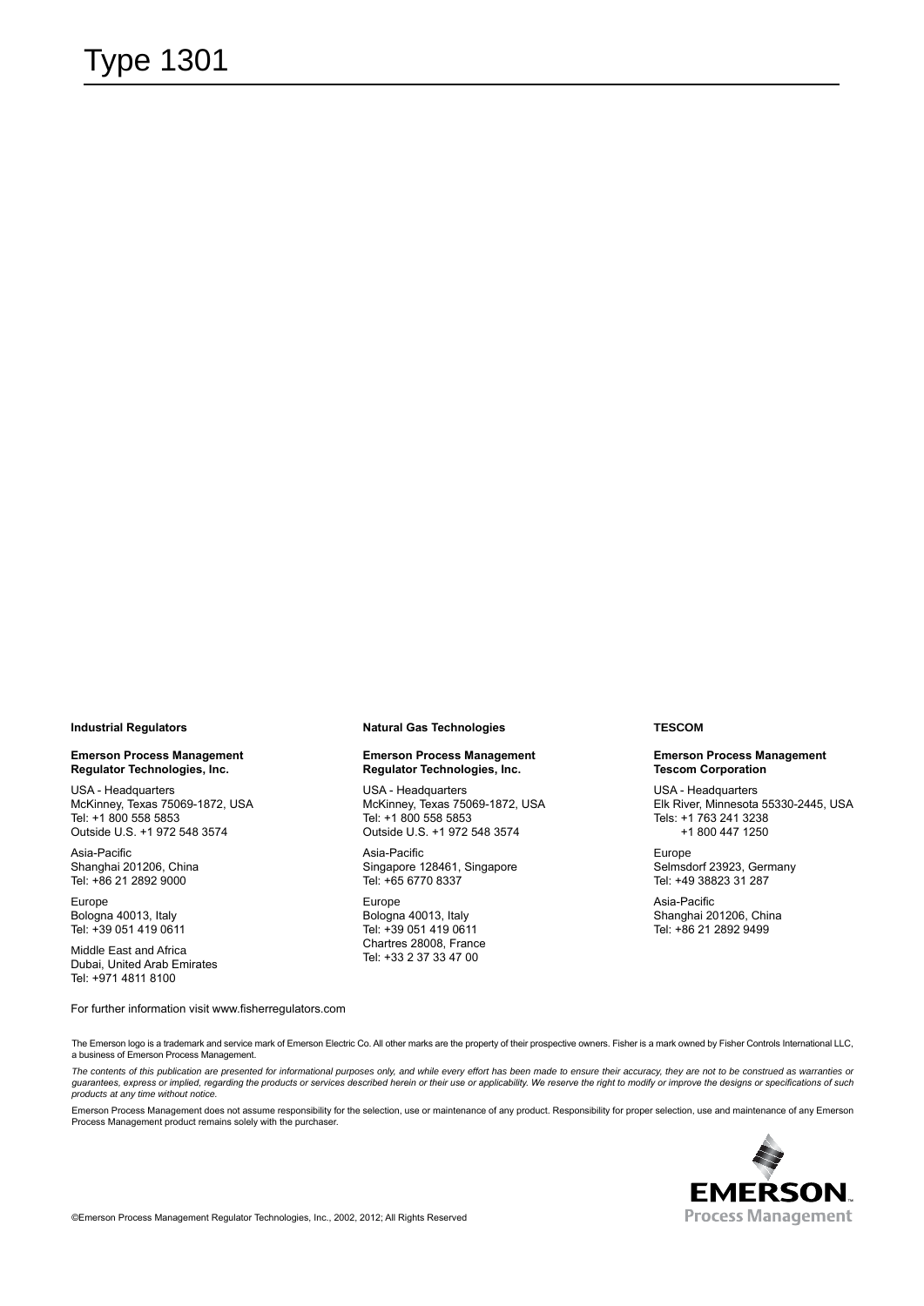**Industrial Regulators**

**Emerson Process Management**
**Regulator Technologies, Inc.**

USA - Headquarters
McKinney, Texas 75069-1872, USA
Tel: +1 800 558 5853
Outside U.S. +1 972 548 3574

Asia-Pacific
Shanghai 201206, China
Tel: +86 21 2892 9000

Europe
Bologna 40013, Italy
Tel: +39 051 419 0611

Middle East and Africa
Dubai, United Arab Emirates
Tel: +971 4811 8100

**Natural Gas Technologies**

**Emerson Process Management**
**Regulator Technologies, Inc.**

USA - Headquarters
McKinney, Texas 75069-1872, USA
Tel: +1 800 558 5853
Outside U.S. +1 972 548 3574

Asia-Pacific
Singapore 128461, Singapore
Tel: +65 6770 8337

Europe
Bologna 40013, Italy
Tel: +39 051 419 0611
Chartres 28008, France
Tel: +33 2 37 33 47 00

**TESCOM**

**Emerson Process Management**
**Tescom Corporation**

USA - Headquarters
Elk River, Minnesota 55330-2445, USA
Tels: +1 763 241 3238
+1 800 447 1250

Europe
Selmsdorf 23923, Germany
Tel: +49 38823 31 287

Asia-Pacific
Shanghai 201206, China
Tel: +86 21 2892 9499

For further information visit www.fisherregulators.com

The Emerson logo is a trademark and service mark of Emerson Electric Co. All other marks are the property of their prospective owners. Fisher is a mark owned by Fisher Controls International LLC, a business of Emerson Process Management.

*The contents of this publication are presented for informational purposes only, and while every effort has been made to ensure their accuracy, they are not to be construed as warranties or guarantees, express or implied, regarding the products or services described herein or their use or applicability. We reserve the right to modify or improve the designs or specifications of such products at any time without notice.*

Emerson Process Management does not assume responsibility for the selection, use or maintenance of any product. Responsibility for proper selection, use and maintenance of any Emerson Process Management product remains solely with the purchaser.

EMERSON. Process Management

©Emerson Process Management Regulator Technologies, Inc., 2002, 2012; All Rights Reserved